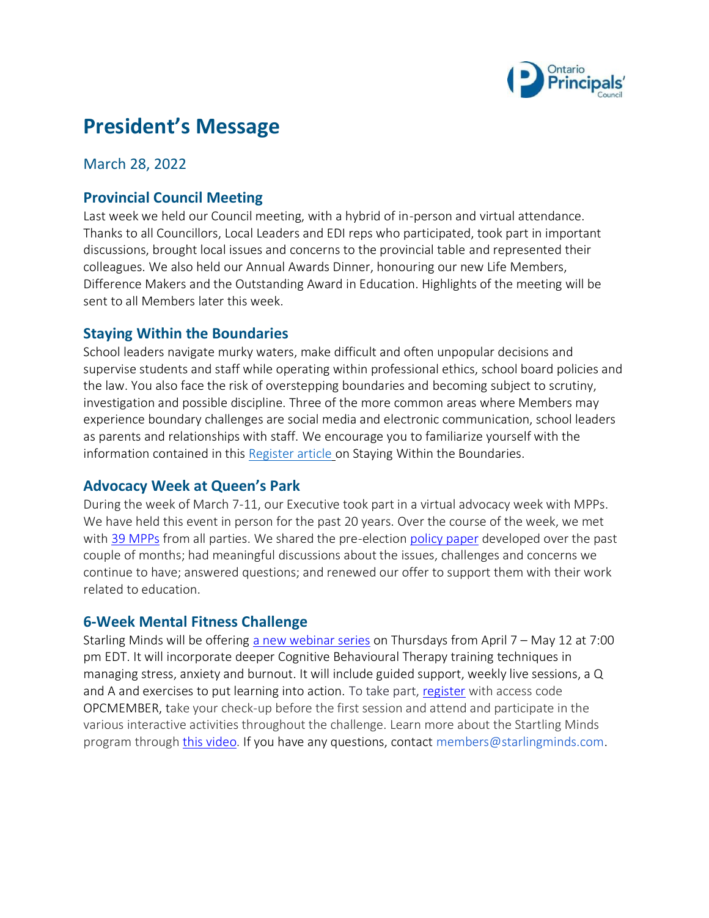# President's Message

March 28, 2022

## Provincial Council Meeting

Last week we held our Council meeting, with a hybrid of in-person and virtual attendance. Thanks to all Councillors, Local Leaders and EDI reps who participated, took part in important discussions, brought local issues and concerns to the provincial table and represented their colleagues. We also held our Annual Awards Dinner, honouring our new Life Members, Difference Makers and the Outstanding Award in Education. Highlights of the meeting will be sent to all Members later this week.

## Staying Within the Boundaries

School leaders navigate murky waters, make difficult and often unpopular decisions and supervise students and staff while operating within professional ethics, school board policies and the law. You also face the risk of overstepping boundaries and becoming subject to scrutiny, investigation and possible discipline. Three of the more common areas where Members may experience boundary challenges are social media and electronic communication, school leaders as parents and relationships with staff. We encourage you to familiarize yourself with the information contained in this Register article on Staying Within the Boundaries.

## Advocacy Week at Queen's Park

During the week of March 7-11, our Executive took part in a virtual advocacy week with MPPs. We have held this event in person for the past 20 years. Over the course of the week, we met with 39 MPPs from all parties. We shared the pre-election policy paper developed over the past couple of months; had meaningful discussions about the issues, challenges and concerns we continue to have; answered questions; and renewed our offer to support them with their work related to education.

## 6-Week Mental Fitness Challenge

Starling Minds will be offering a new webinar series on Thursdays from April 7 – May 12 at 7:00 pm EDT. It will incorporate deeper Cognitive Behavioural Therapy training techniques in managing stress, anxiety and burnout. It will include guided support, weekly live sessions, a Q and A and exercises to put learning into action. To take part, register with access code OPCMEMBER, take your check-up before the first session and attend and participate in the various interactive activities throughout the challenge. Learn more about the Startling Minds program through this video. If you have any questions, contact members@starlingminds.com.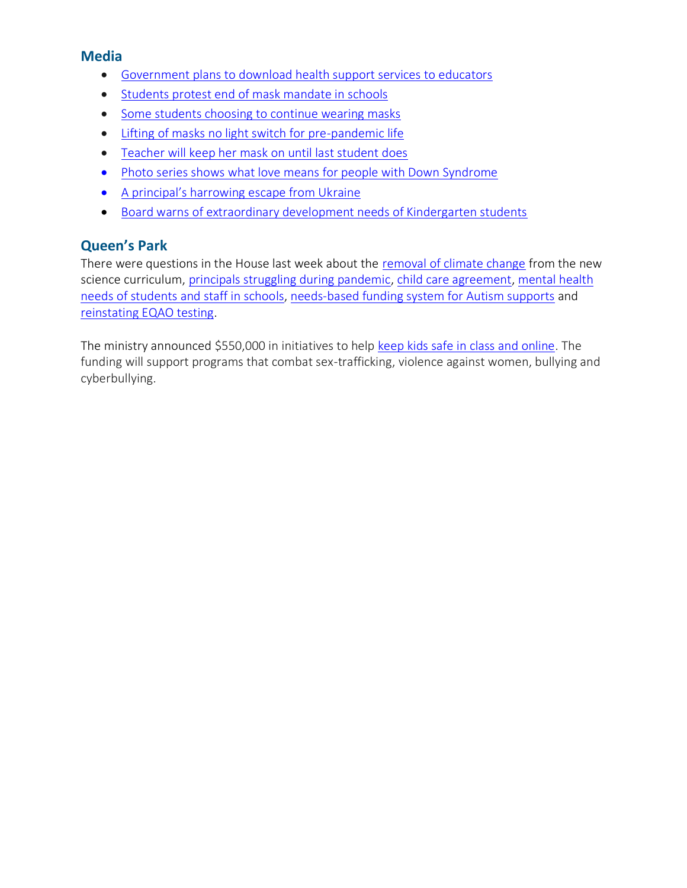## Media

- Government plans to download health support services to educators
- Students protest end of mask mandate in schools
- Some students choosing to continue wearing masks
- Lifting of masks no light switch for pre-pandemic life
- Teacher will keep her mask on until last student does
- Photo series shows what love means for people with Down Syndrome
- A principal's harrowing escape from Ukraine
- Board warns of extraordinary development needs of Kindergarten students

## Queen's Park

There were questions in the House last week about the removal of climate change from the new science curriculum, principals struggling during pandemic, child care agreement, mental health needs of students and staff in schools, needs-based funding system for Autism supports and reinstating EQAO testing.

The ministry announced $550,000 in initiatives to help keep kids safe in class and online. The funding will support programs that combat sex-trafficking, violence against women, bullying and cyberbullying.